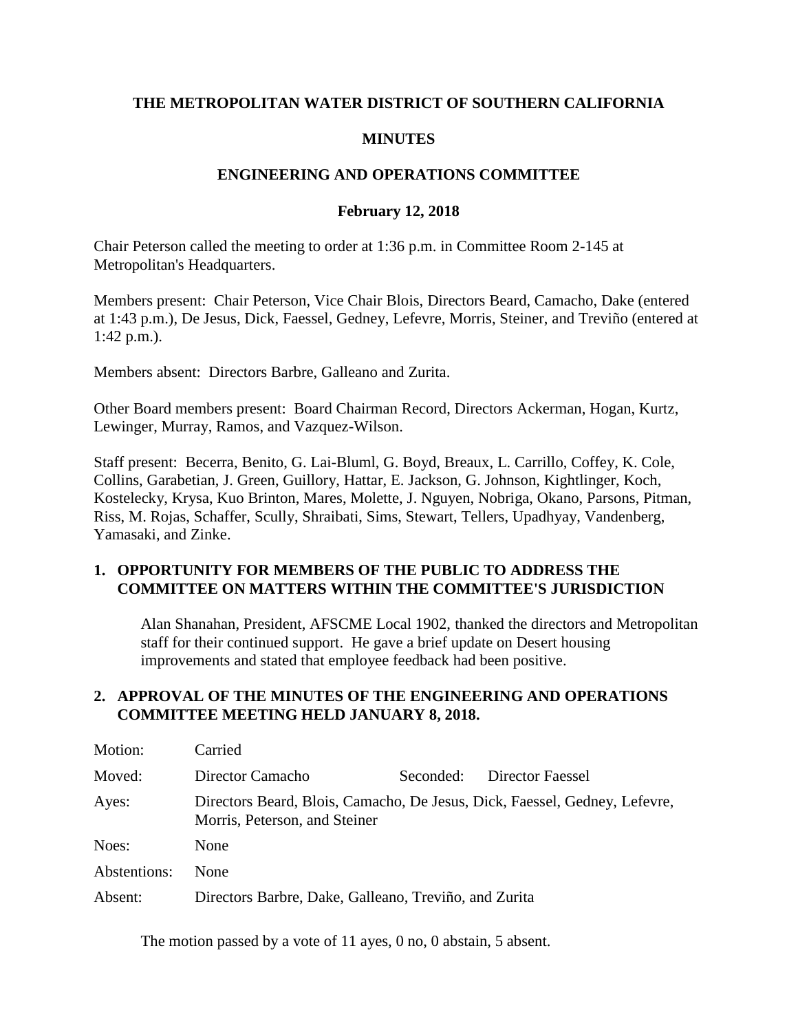**THE METROPOLITAN WATER DISTRICT OF SOUTHERN CALIFORNIA**

**MINUTES**

**ENGINEERING AND OPERATIONS COMMITTEE**

**February 12, 2018**

Chair Peterson called the meeting to order at 1:36 p.m. in Committee Room 2-145 at Metropolitan's Headquarters.

Members present: Chair Peterson, Vice Chair Blois, Directors Beard, Camacho, Dake (entered at 1:43 p.m.), De Jesus, Dick, Faessel, Gedney, Lefevre, Morris, Steiner, and Treviño (entered at 1:42 p.m.).

Members absent: Directors Barbre, Galleano and Zurita.

Other Board members present: Board Chairman Record, Directors Ackerman, Hogan, Kurtz, Lewinger, Murray, Ramos, and Vazquez-Wilson.

Staff present: Becerra, Benito, G. Lai-Bluml, G. Boyd, Breaux, L. Carrillo, Coffey, K. Cole, Collins, Garabetian, J. Green, Guillory, Hattar, E. Jackson, G. Johnson, Kightlinger, Koch, Kostelecky, Krysa, Kuo Brinton, Mares, Molette, J. Nguyen, Nobriga, Okano, Parsons, Pitman, Riss, M. Rojas, Schaffer, Scully, Shraibati, Sims, Stewart, Tellers, Upadhyay, Vandenberg, Yamasaki, and Zinke.

**1. OPPORTUNITY FOR MEMBERS OF THE PUBLIC TO ADDRESS THE COMMITTEE ON MATTERS WITHIN THE COMMITTEE'S JURISDICTION**

Alan Shanahan, President, AFSCME Local 1902, thanked the directors and Metropolitan staff for their continued support. He gave a brief update on Desert housing improvements and stated that employee feedback had been positive.

**2. APPROVAL OF THE MINUTES OF THE ENGINEERING AND OPERATIONS COMMITTEE MEETING HELD JANUARY 8, 2018.**

| | | | |
|---|---|---|---|
| Motion: | Carried | | |
| Moved: | Director Camacho | Seconded: | Director Faessel |
| Ayes: | Directors Beard, Blois, Camacho, De Jesus, Dick, Faessel, Gedney, Lefevre, Morris, Peterson, and Steiner | | |
| Noes: | None | | |
| Abstentions: | None | | |
| Absent: | Directors Barbre, Dake, Galleano, Treviño, and Zurita | | |

The motion passed by a vote of 11 ayes, 0 no, 0 abstain, 5 absent.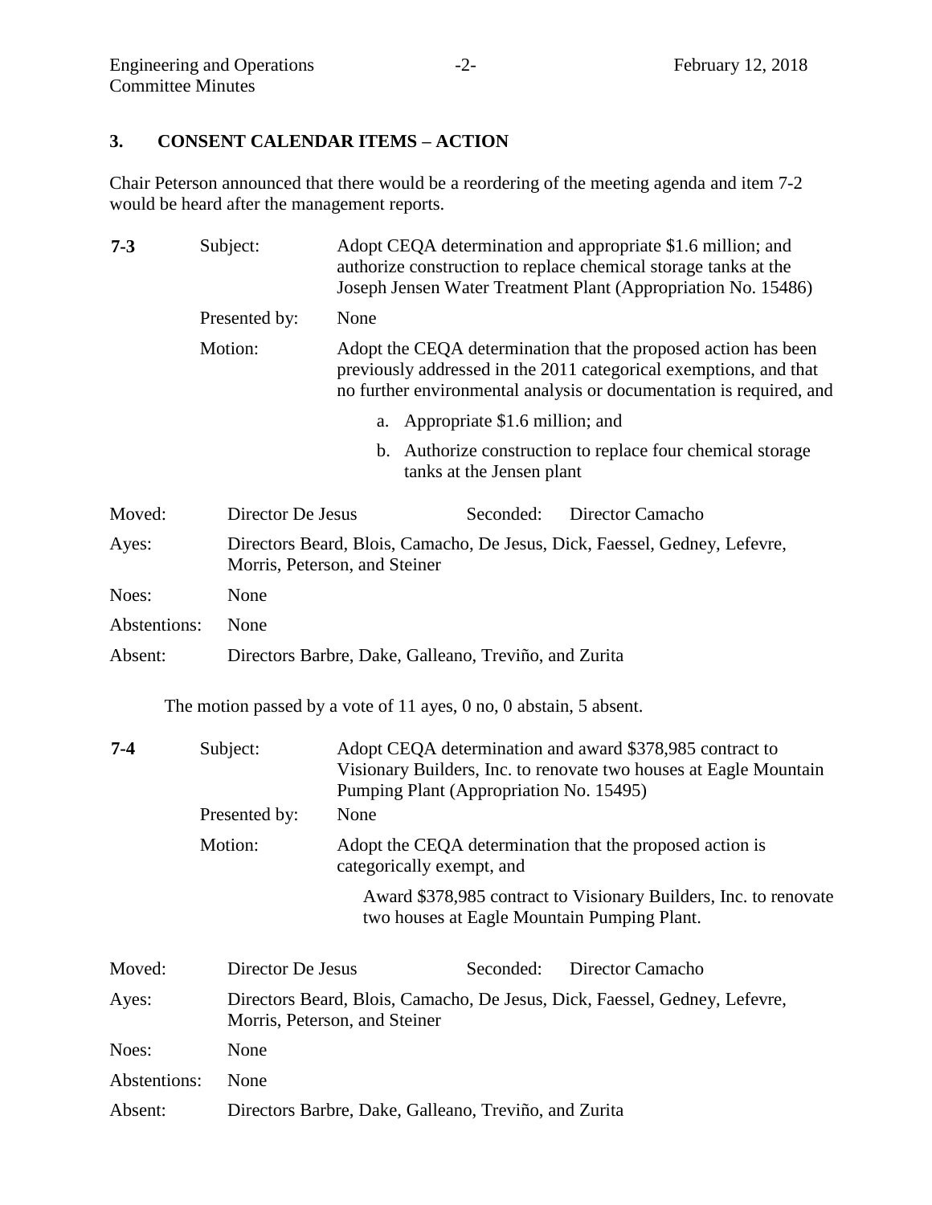## 3. CONSENT CALENDAR ITEMS – ACTION

Chair Peterson announced that there would be a reordering of the meeting agenda and item 7-2 would be heard after the management reports.

**7-3** Subject: Adopt CEQA determination and appropriate $1.6 million; and authorize construction to replace chemical storage tanks at the Joseph Jensen Water Treatment Plant (Appropriation No. 15486)

Presented by: None

Motion: Adopt the CEQA determination that the proposed action has been previously addressed in the 2011 categorical exemptions, and that no further environmental analysis or documentation is required, and

a. Appropriate $1.6 million; and

b. Authorize construction to replace four chemical storage tanks at the Jensen plant

Moved: Director De Jesus Seconded: Director Camacho

Ayes: Directors Beard, Blois, Camacho, De Jesus, Dick, Faessel, Gedney, Lefevre, Morris, Peterson, and Steiner

Noes: None

Abstentions: None

Absent: Directors Barbre, Dake, Galleano, Treviño, and Zurita

The motion passed by a vote of 11 ayes, 0 no, 0 abstain, 5 absent.

**7-4** Subject: Adopt CEQA determination and award $378,985 contract to Visionary Builders, Inc. to renovate two houses at Eagle Mountain Pumping Plant (Appropriation No. 15495)

Presented by: None

Motion: Adopt the CEQA determination that the proposed action is categorically exempt, and

Award $378,985 contract to Visionary Builders, Inc. to renovate two houses at Eagle Mountain Pumping Plant.

Moved: Director De Jesus Seconded: Director Camacho

Ayes: Directors Beard, Blois, Camacho, De Jesus, Dick, Faessel, Gedney, Lefevre, Morris, Peterson, and Steiner

Noes: None

Abstentions: None

Absent: Directors Barbre, Dake, Galleano, Treviño, and Zurita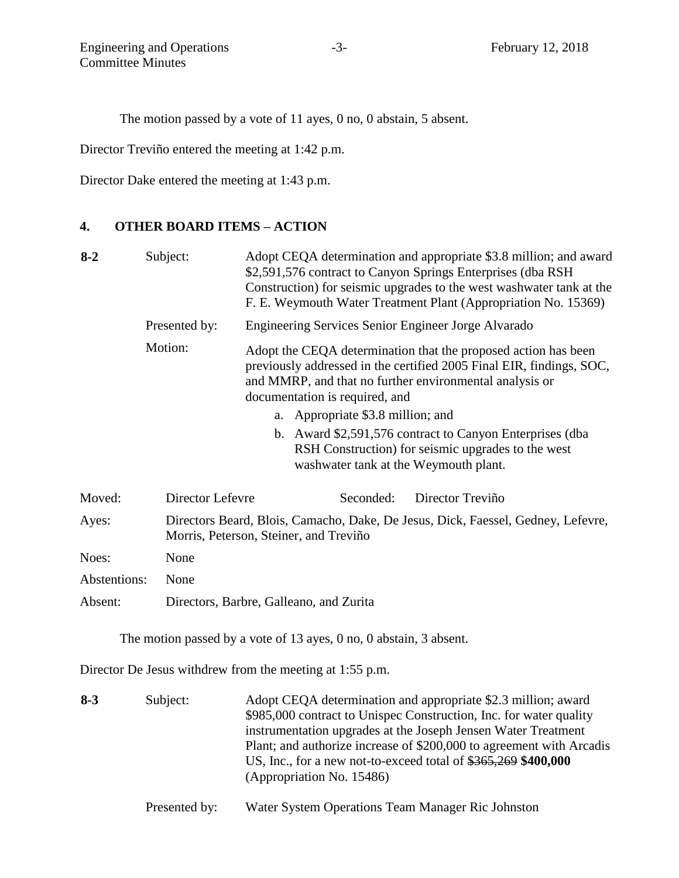The motion passed by a vote of 11 ayes, 0 no, 0 abstain, 5 absent.

Director Treviño entered the meeting at 1:42 p.m.

Director Dake entered the meeting at 1:43 p.m.

## 4. OTHER BOARD ITEMS – ACTION

**8-2** Subject: Adopt CEQA determination and appropriate \$3.8 million; and award \$2,591,576 contract to Canyon Springs Enterprises (dba RSH Construction) for seismic upgrades to the west washwater tank at the F. E. Weymouth Water Treatment Plant (Appropriation No. 15369)

Presented by: Engineering Services Senior Engineer Jorge Alvarado

Motion: Adopt the CEQA determination that the proposed action has been previously addressed in the certified 2005 Final EIR, findings, SOC, and MMRP, and that no further environmental analysis or documentation is required, and

a. Appropriate \$3.8 million; and

b. Award \$2,591,576 contract to Canyon Enterprises (dba RSH Construction) for seismic upgrades to the west washwater tank at the Weymouth plant.

Moved: Director Lefevre Seconded: Director Treviño

Ayes: Directors Beard, Blois, Camacho, Dake, De Jesus, Dick, Faessel, Gedney, Lefevre, Morris, Peterson, Steiner, and Treviño

Noes: None

Abstentions: None

Absent: Directors, Barbre, Galleano, and Zurita

The motion passed by a vote of 13 ayes, 0 no, 0 abstain, 3 absent.

Director De Jesus withdrew from the meeting at 1:55 p.m.

**8-3** Subject: Adopt CEQA determination and appropriate \$2.3 million; award \$985,000 contract to Unispec Construction, Inc. for water quality instrumentation upgrades at the Joseph Jensen Water Treatment Plant; and authorize increase of \$200,000 to agreement with Arcadis US, Inc., for a new not-to-exceed total of ~~\$365,269~~ **\$400,000** (Appropriation No. 15486)

Presented by: Water System Operations Team Manager Ric Johnston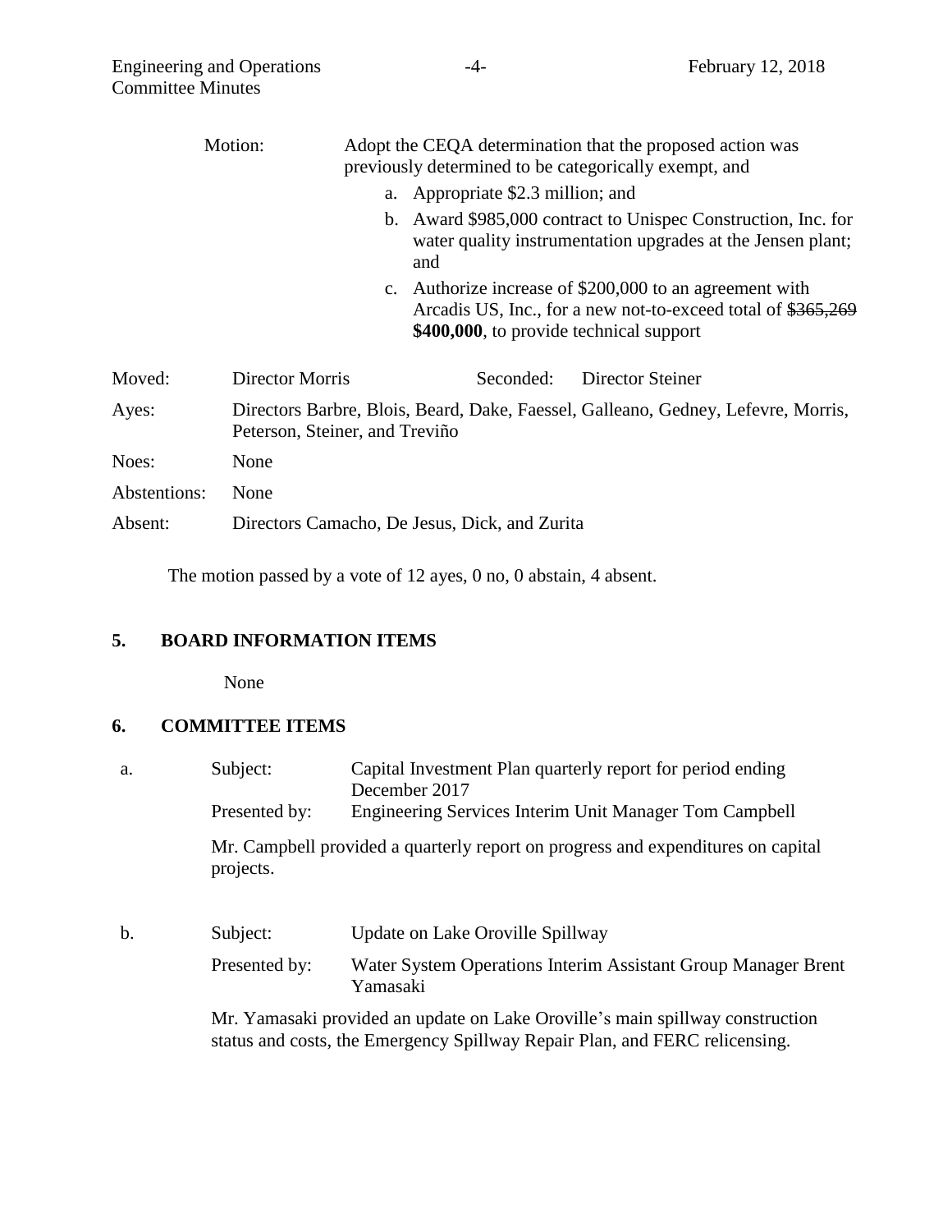Motion: Adopt the CEQA determination that the proposed action was previously determined to be categorically exempt, and

a. Appropriate $2.3 million; and

b. Award $985,000 contract to Unispec Construction, Inc. for water quality instrumentation upgrades at the Jensen plant; and

c. Authorize increase of $200,000 to an agreement with Arcadis US, Inc., for a new not-to-exceed total of ~~$365,269~~ **$400,000**, to provide technical support

| | | | |
|---|---|---|---|
| Moved: | Director Morris | Seconded: | Director Steiner |
| Ayes: | Directors Barbre, Blois, Beard, Dake, Faessel, Galleano, Gedney, Lefevre, Morris, Peterson, Steiner, and Treviño | | |
| Noes: | None | | |
| Abstentions: | None | | |
| Absent: | Directors Camacho, De Jesus, Dick, and Zurita | | |

The motion passed by a vote of 12 ayes, 0 no, 0 abstain, 4 absent.

## 5. BOARD INFORMATION ITEMS

None

## 6. COMMITTEE ITEMS

a. Subject: Capital Investment Plan quarterly report for period ending December 2017

Presented by: Engineering Services Interim Unit Manager Tom Campbell

Mr. Campbell provided a quarterly report on progress and expenditures on capital projects.

b. Subject: Update on Lake Oroville Spillway

Presented by: Water System Operations Interim Assistant Group Manager Brent Yamasaki

Mr. Yamasaki provided an update on Lake Oroville's main spillway construction status and costs, the Emergency Spillway Repair Plan, and FERC relicensing.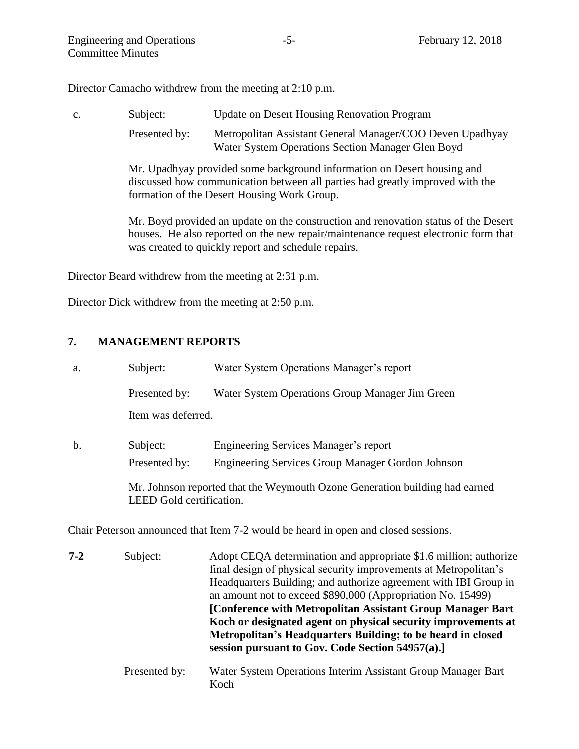Director Camacho withdrew from the meeting at 2:10 p.m.

c. Subject: Update on Desert Housing Renovation Program

Presented by: Metropolitan Assistant General Manager/COO Deven Upadhyay
Water System Operations Section Manager Glen Boyd

Mr. Upadhyay provided some background information on Desert housing and discussed how communication between all parties had greatly improved with the formation of the Desert Housing Work Group.

Mr. Boyd provided an update on the construction and renovation status of the Desert houses. He also reported on the new repair/maintenance request electronic form that was created to quickly report and schedule repairs.

Director Beard withdrew from the meeting at 2:31 p.m.

Director Dick withdrew from the meeting at 2:50 p.m.

## 7. MANAGEMENT REPORTS

a. Subject: Water System Operations Manager's report

Presented by: Water System Operations Group Manager Jim Green

Item was deferred.

b. Subject: Engineering Services Manager's report

Presented by: Engineering Services Group Manager Gordon Johnson

Mr. Johnson reported that the Weymouth Ozone Generation building had earned LEED Gold certification.

Chair Peterson announced that Item 7-2 would be heard in open and closed sessions.

**7-2** Subject: Adopt CEQA determination and appropriate $1.6 million; authorize final design of physical security improvements at Metropolitan's Headquarters Building; and authorize agreement with IBI Group in an amount not to exceed $890,000 (Appropriation No. 15499) **[Conference with Metropolitan Assistant Group Manager Bart Koch or designated agent on physical security improvements at Metropolitan's Headquarters Building; to be heard in closed session pursuant to Gov. Code Section 54957(a).]**

Presented by: Water System Operations Interim Assistant Group Manager Bart Koch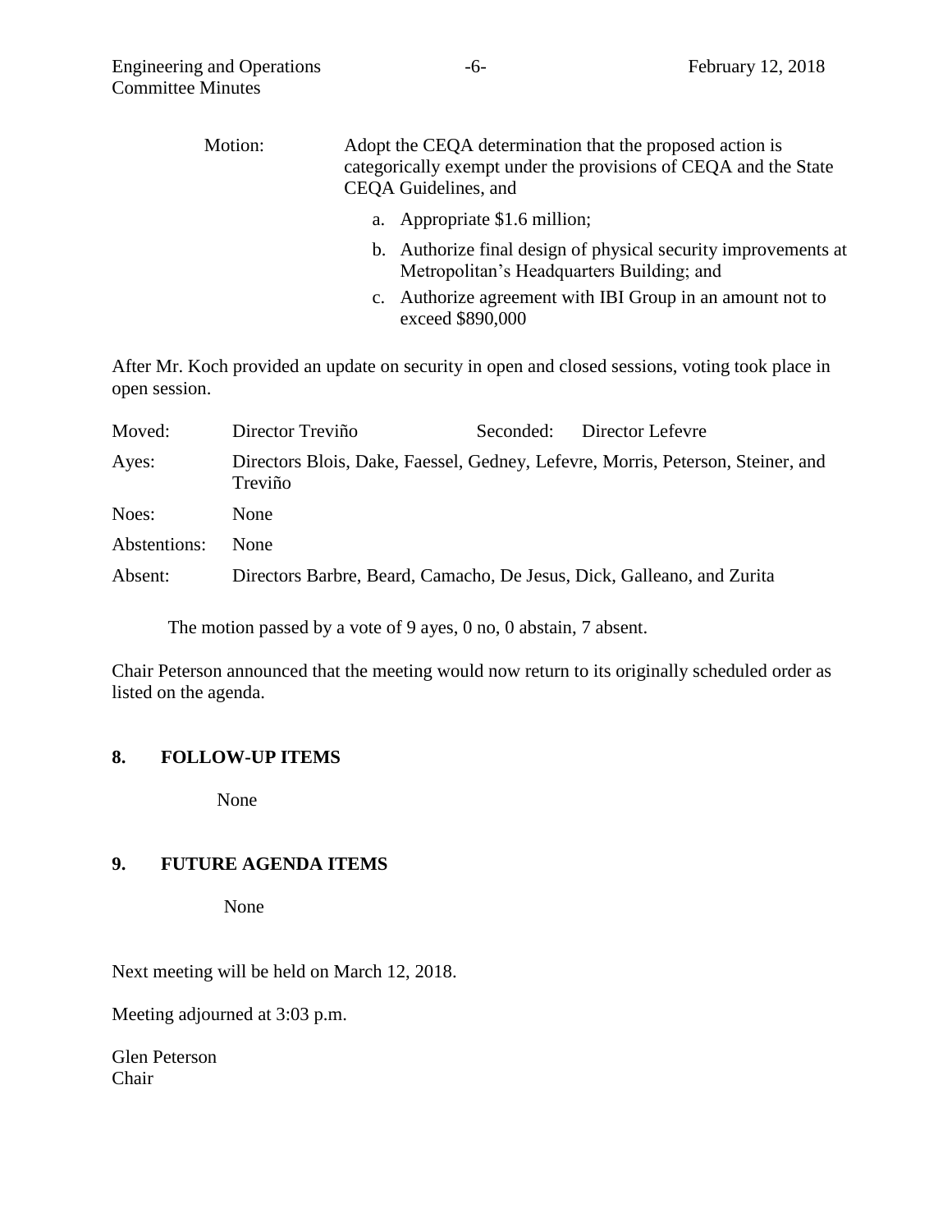Motion: Adopt the CEQA determination that the proposed action is categorically exempt under the provisions of CEQA and the State CEQA Guidelines, and

a. Appropriate $1.6 million;
b. Authorize final design of physical security improvements at Metropolitan's Headquarters Building; and
c. Authorize agreement with IBI Group in an amount not to exceed $890,000

After Mr. Koch provided an update on security in open and closed sessions, voting took place in open session.

| | | | |
|---|---|---|---|
| Moved: | Director Treviño | Seconded: | Director Lefevre |
| Ayes: | Directors Blois, Dake, Faessel, Gedney, Lefevre, Morris, Peterson, Steiner, and Treviño | | |
| Noes: | None | | |
| Abstentions: | None | | |
| Absent: | Directors Barbre, Beard, Camacho, De Jesus, Dick, Galleano, and Zurita | | |

The motion passed by a vote of 9 ayes, 0 no, 0 abstain, 7 absent.

Chair Peterson announced that the meeting would now return to its originally scheduled order as listed on the agenda.

## 8. FOLLOW-UP ITEMS

None

## 9. FUTURE AGENDA ITEMS

None

Next meeting will be held on March 12, 2018.

Meeting adjourned at 3:03 p.m.

Glen Peterson
Chair